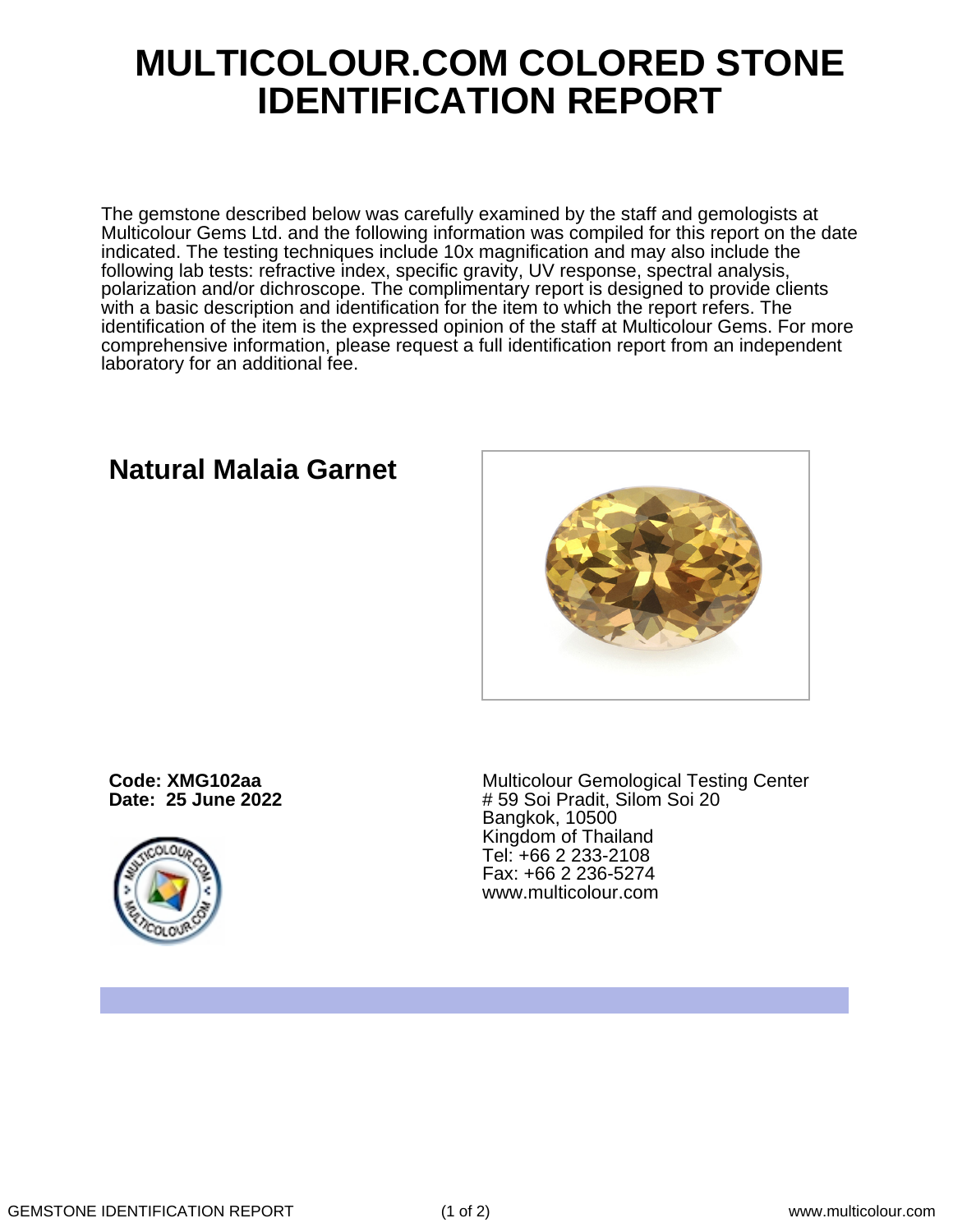# MULTICOLOUR.COM COLORED STONE IDENTIFICATION REPORT

The gemstone described below was carefully examined by the staff and gemologists at Multicolour Gems Ltd. and the following information was compiled for this report on the date indicated. The testing techniques include 10x magnification and may also include the following lab tests: refractive index, specific gravity, UV response, spectral analysis, polarization and/or dichroscope. The complimentary report is designed to provide clients with a basic description and identification for the item to which the report refers. The identification of the item is the expressed opinion of the staff at Multicolour Gems. For more comprehensive information, please request a full identification report from an independent laboratory for an additional fee.

## Natural Malaia Garnet

**Code: XMG102aa**
**Date: 25 June 2022**

Multicolour Gemological Testing Center
# 59 Soi Pradit, Silom Soi 20
Bangkok, 10500
Kingdom of Thailand
Tel: +66 2 233-2108
Fax: +66 2 236-5274
www.multicolour.com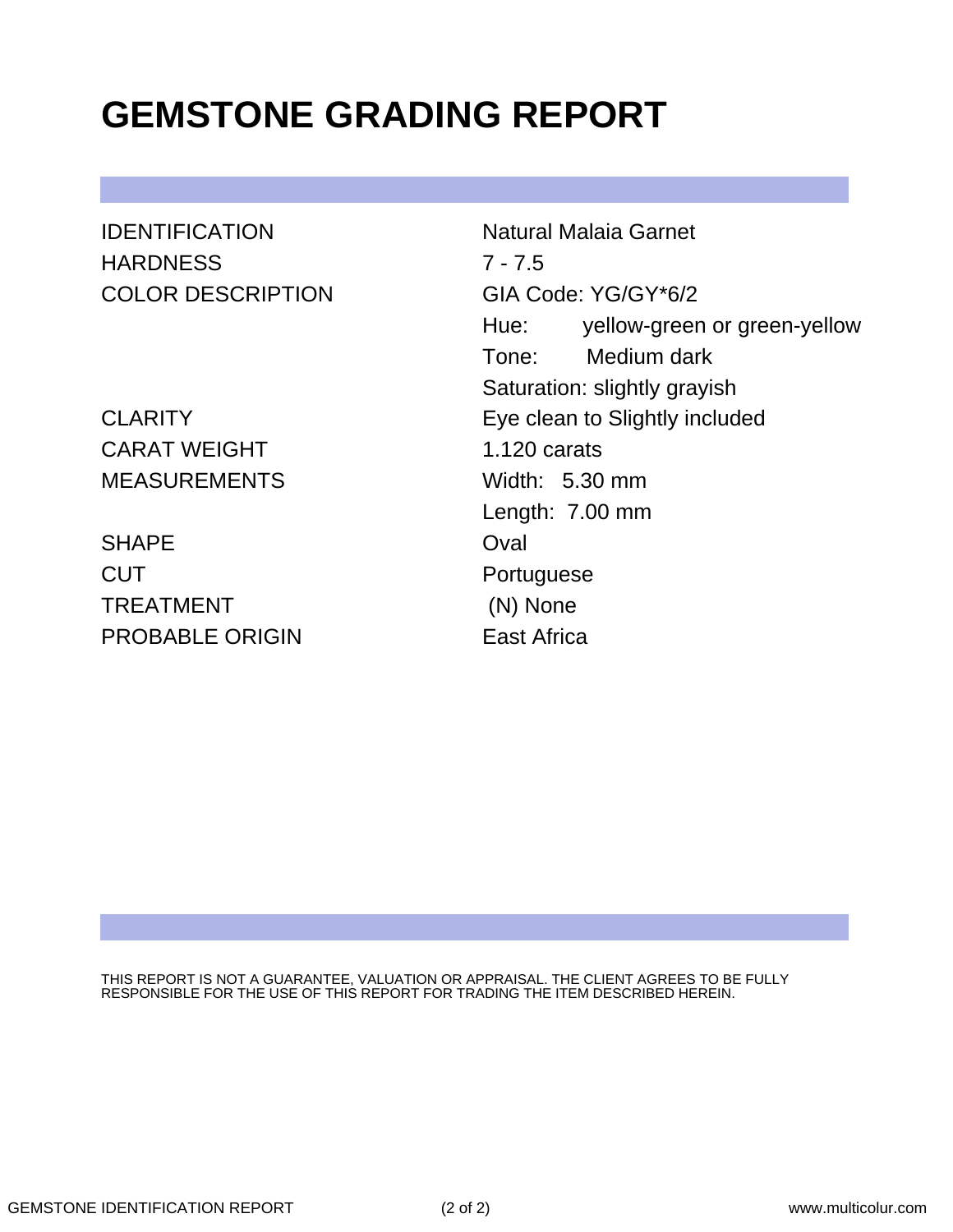# GEMSTONE GRADING REPORT

| | |
|---|---|
| IDENTIFICATION | Natural Malaia Garnet |
| HARDNESS | 7 - 7.5 |
| COLOR DESCRIPTION | GIA Code: YG/GY*6/2 |
| | Hue: yellow-green or green-yellow |
| | Tone: Medium dark |
| | Saturation: slightly grayish |
| CLARITY | Eye clean to Slightly included |
| CARAT WEIGHT | 1.120 carats |
| MEASUREMENTS | Width: 5.30 mm |
| | Length: 7.00 mm |
| SHAPE | Oval |
| CUT | Portuguese |
| TREATMENT | (N) None |
| PROBABLE ORIGIN | East Africa |

THIS REPORT IS NOT A GUARANTEE, VALUATION OR APPRAISAL. THE CLIENT AGREES TO BE FULLY RESPONSIBLE FOR THE USE OF THIS REPORT FOR TRADING THE ITEM DESCRIBED HEREIN.